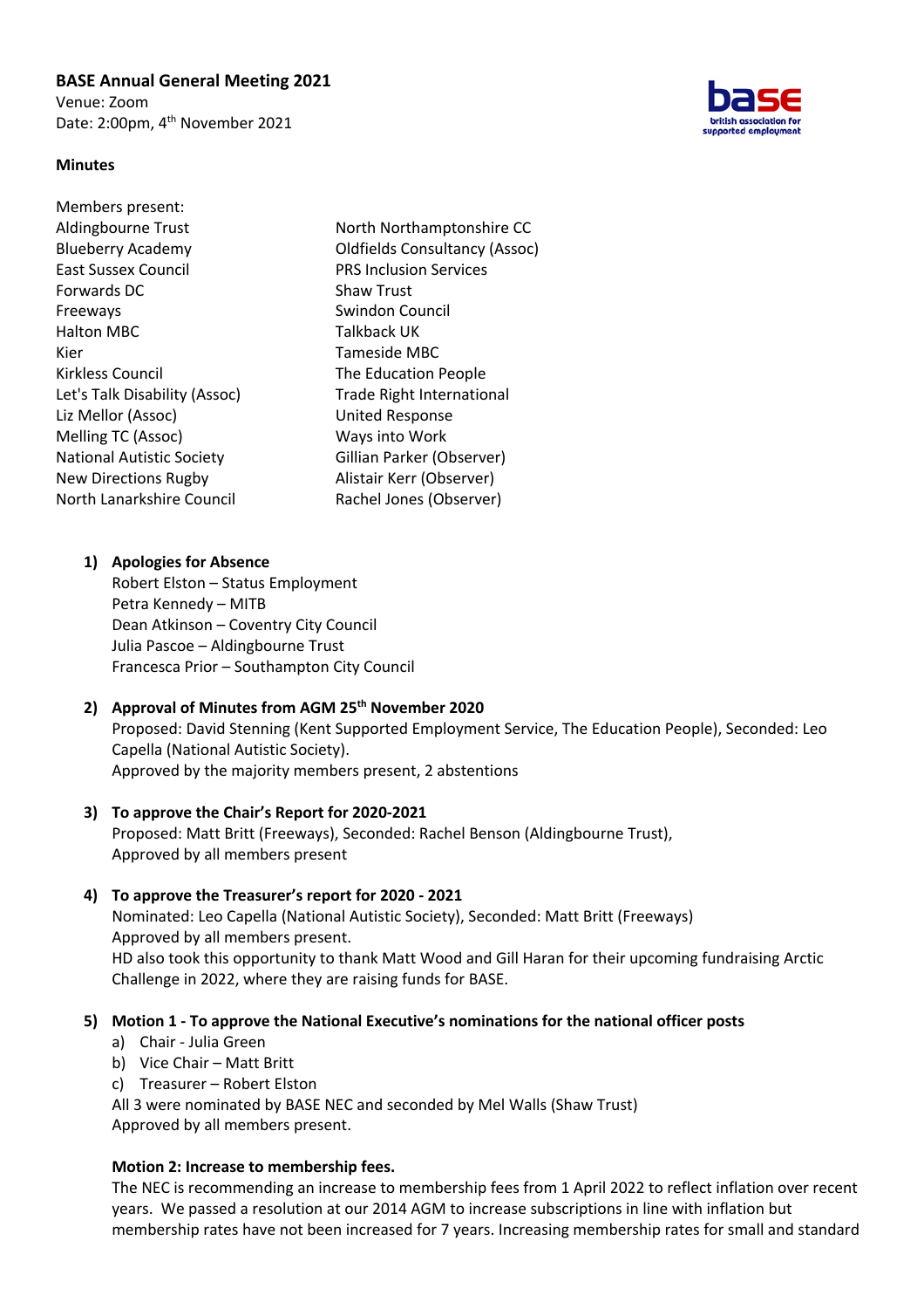**BASE Annual General Meeting 2021**

Venue: Zoom

Date: 2:00pm, 4th November 2021

**Minutes**

Members present:

Aldingbourne Trust
Blueberry Academy
East Sussex Council
Forwards DC
Freeways
Halton MBC
Kier
Kirkless Council
Let's Talk Disability (Assoc)
Liz Mellor (Assoc)
Melling TC (Assoc)
National Autistic Society
New Directions Rugby
North Lanarkshire Council
North Northamptonshire CC
Oldfields Consultancy (Assoc)
PRS Inclusion Services
Shaw Trust
Swindon Council
Talkback UK
Tameside MBC
The Education People
Trade Right International
United Response
Ways into Work
Gillian Parker (Observer)
Alistair Kerr (Observer)
Rachel Jones (Observer)

1) **Apologies for Absence**
   Robert Elston – Status Employment
   Petra Kennedy – MITB
   Dean Atkinson – Coventry City Council
   Julia Pascoe – Aldingbourne Trust
   Francesca Prior – Southampton City Council

2) **Approval of Minutes from AGM 25th November 2020**
   Proposed: David Stenning (Kent Supported Employment Service, The Education People), Seconded: Leo Capella (National Autistic Society).
   Approved by the majority members present, 2 abstentions

3) **To approve the Chair's Report for 2020-2021**
   Proposed: Matt Britt (Freeways), Seconded: Rachel Benson (Aldingbourne Trust),
   Approved by all members present

4) **To approve the Treasurer's report for 2020 - 2021**
   Nominated: Leo Capella (National Autistic Society), Seconded: Matt Britt (Freeways)
   Approved by all members present.
   HD also took this opportunity to thank Matt Wood and Gill Haran for their upcoming fundraising Arctic Challenge in 2022, where they are raising funds for BASE.

5) **Motion 1 - To approve the National Executive's nominations for the national officer posts**
   a) Chair - Julia Green
   b) Vice Chair – Matt Britt
   c) Treasurer – Robert Elston

   All 3 were nominated by BASE NEC and seconded by Mel Walls (Shaw Trust)
   Approved by all members present.

   **Motion 2: Increase to membership fees.**
   The NEC is recommending an increase to membership fees from 1 April 2022 to reflect inflation over recent years. We passed a resolution at our 2014 AGM to increase subscriptions in line with inflation but membership rates have not been increased for 7 years. Increasing membership rates for small and standard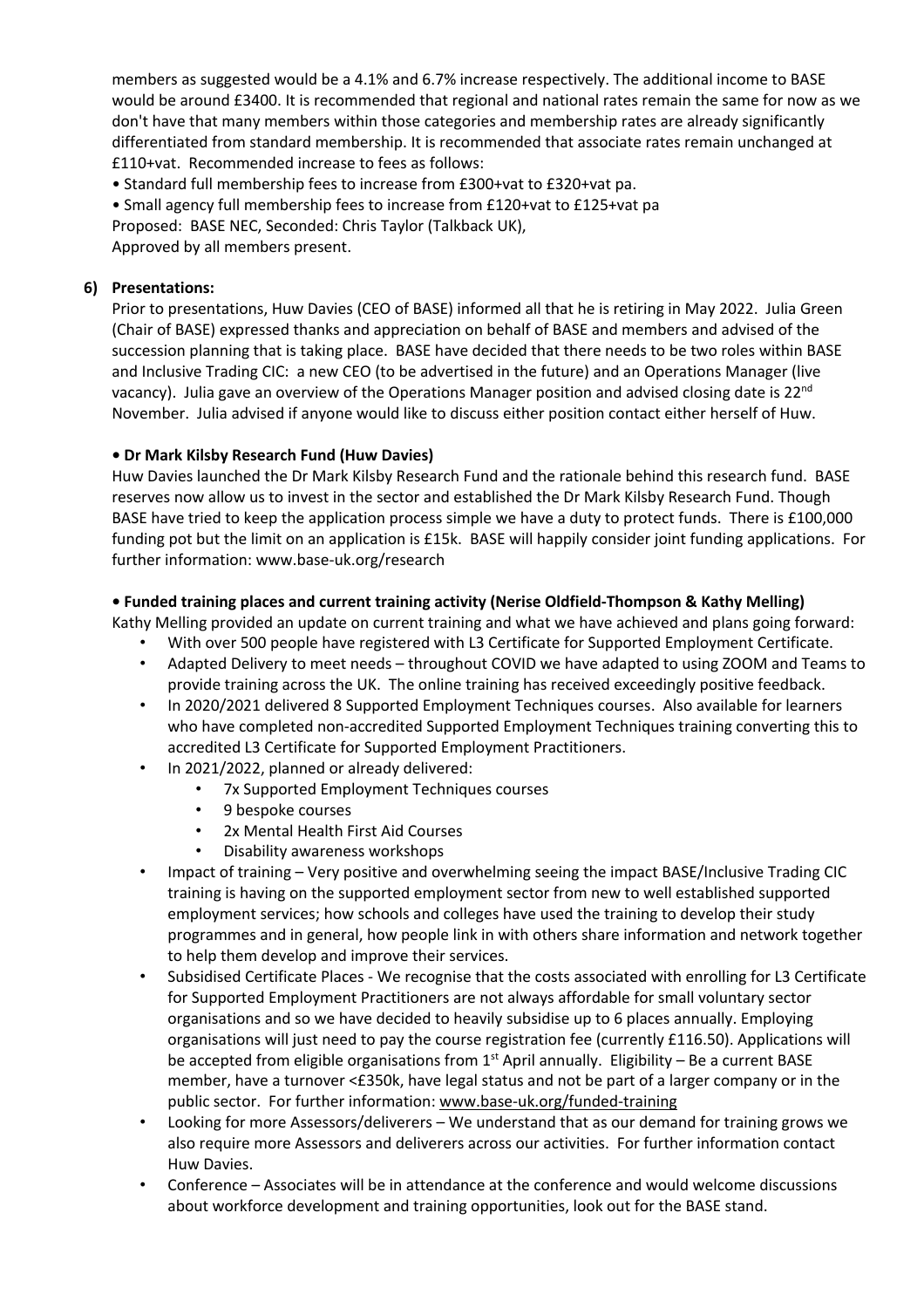members as suggested would be a 4.1% and 6.7% increase respectively. The additional income to BASE would be around £3400. It is recommended that regional and national rates remain the same for now as we don't have that many members within those categories and membership rates are already significantly differentiated from standard membership. It is recommended that associate rates remain unchanged at £110+vat. Recommended increase to fees as follows:

- Standard full membership fees to increase from £300+vat to £320+vat pa.
- Small agency full membership fees to increase from £120+vat to £125+vat pa

Proposed: BASE NEC, Seconded: Chris Taylor (Talkback UK),
Approved by all members present.

**6) Presentations:**

Prior to presentations, Huw Davies (CEO of BASE) informed all that he is retiring in May 2022. Julia Green (Chair of BASE) expressed thanks and appreciation on behalf of BASE and members and advised of the succession planning that is taking place. BASE have decided that there needs to be two roles within BASE and Inclusive Trading CIC: a new CEO (to be advertised in the future) and an Operations Manager (live vacancy). Julia gave an overview of the Operations Manager position and advised closing date is 22nd November. Julia advised if anyone would like to discuss either position contact either herself of Huw.

**• Dr Mark Kilsby Research Fund (Huw Davies)**

Huw Davies launched the Dr Mark Kilsby Research Fund and the rationale behind this research fund. BASE reserves now allow us to invest in the sector and established the Dr Mark Kilsby Research Fund. Though BASE have tried to keep the application process simple we have a duty to protect funds. There is £100,000 funding pot but the limit on an application is £15k. BASE will happily consider joint funding applications. For further information: www.base-uk.org/research

**• Funded training places and current training activity (Nerise Oldfield-Thompson & Kathy Melling)**

Kathy Melling provided an update on current training and what we have achieved and plans going forward:

- With over 500 people have registered with L3 Certificate for Supported Employment Certificate.
- Adapted Delivery to meet needs – throughout COVID we have adapted to using ZOOM and Teams to provide training across the UK. The online training has received exceedingly positive feedback.
- In 2020/2021 delivered 8 Supported Employment Techniques courses. Also available for learners who have completed non-accredited Supported Employment Techniques training converting this to accredited L3 Certificate for Supported Employment Practitioners.
- In 2021/2022, planned or already delivered:
  - 7x Supported Employment Techniques courses
  - 9 bespoke courses
  - 2x Mental Health First Aid Courses
  - Disability awareness workshops
- Impact of training – Very positive and overwhelming seeing the impact BASE/Inclusive Trading CIC training is having on the supported employment sector from new to well established supported employment services; how schools and colleges have used the training to develop their study programmes and in general, how people link in with others share information and network together to help them develop and improve their services.
- Subsidised Certificate Places - We recognise that the costs associated with enrolling for L3 Certificate for Supported Employment Practitioners are not always affordable for small voluntary sector organisations and so we have decided to heavily subsidise up to 6 places annually. Employing organisations will just need to pay the course registration fee (currently £116.50). Applications will be accepted from eligible organisations from 1st April annually. Eligibility – Be a current BASE member, have a turnover <£350k, have legal status and not be part of a larger company or in the public sector. For further information: www.base-uk.org/funded-training
- Looking for more Assessors/deliverers – We understand that as our demand for training grows we also require more Assessors and deliverers across our activities. For further information contact Huw Davies.
- Conference – Associates will be in attendance at the conference and would welcome discussions about workforce development and training opportunities, look out for the BASE stand.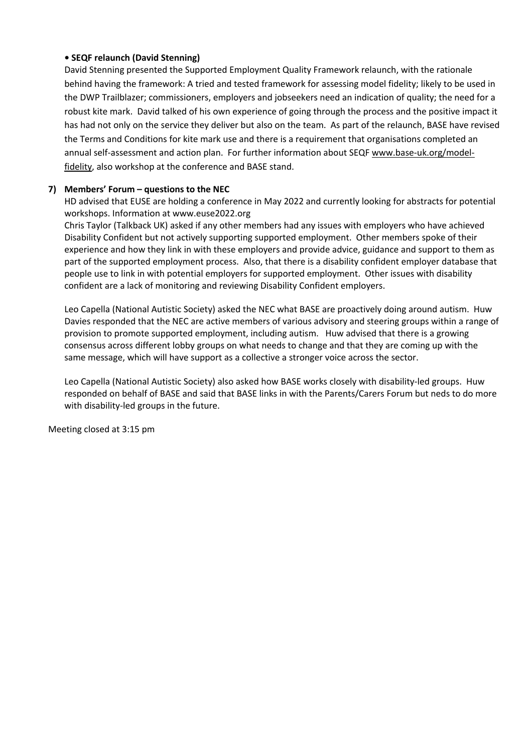**• SEQF relaunch (David Stenning)**

David Stenning presented the Supported Employment Quality Framework relaunch, with the rationale behind having the framework: A tried and tested framework for assessing model fidelity; likely to be used in the DWP Trailblazer; commissioners, employers and jobseekers need an indication of quality; the need for a robust kite mark. David talked of his own experience of going through the process and the positive impact it has had not only on the service they deliver but also on the team. As part of the relaunch, BASE have revised the Terms and Conditions for kite mark use and there is a requirement that organisations completed an annual self-assessment and action plan. For further information about SEQF www.base-uk.org/model-fidelity, also workshop at the conference and BASE stand.

**7) Members' Forum – questions to the NEC**

HD advised that EUSE are holding a conference in May 2022 and currently looking for abstracts for potential workshops. Information at www.euse2022.org

Chris Taylor (Talkback UK) asked if any other members had any issues with employers who have achieved Disability Confident but not actively supporting supported employment. Other members spoke of their experience and how they link in with these employers and provide advice, guidance and support to them as part of the supported employment process. Also, that there is a disability confident employer database that people use to link in with potential employers for supported employment. Other issues with disability confident are a lack of monitoring and reviewing Disability Confident employers.

Leo Capella (National Autistic Society) asked the NEC what BASE are proactively doing around autism. Huw Davies responded that the NEC are active members of various advisory and steering groups within a range of provision to promote supported employment, including autism. Huw advised that there is a growing consensus across different lobby groups on what needs to change and that they are coming up with the same message, which will have support as a collective a stronger voice across the sector.

Leo Capella (National Autistic Society) also asked how BASE works closely with disability-led groups. Huw responded on behalf of BASE and said that BASE links in with the Parents/Carers Forum but neds to do more with disability-led groups in the future.

Meeting closed at 3:15 pm